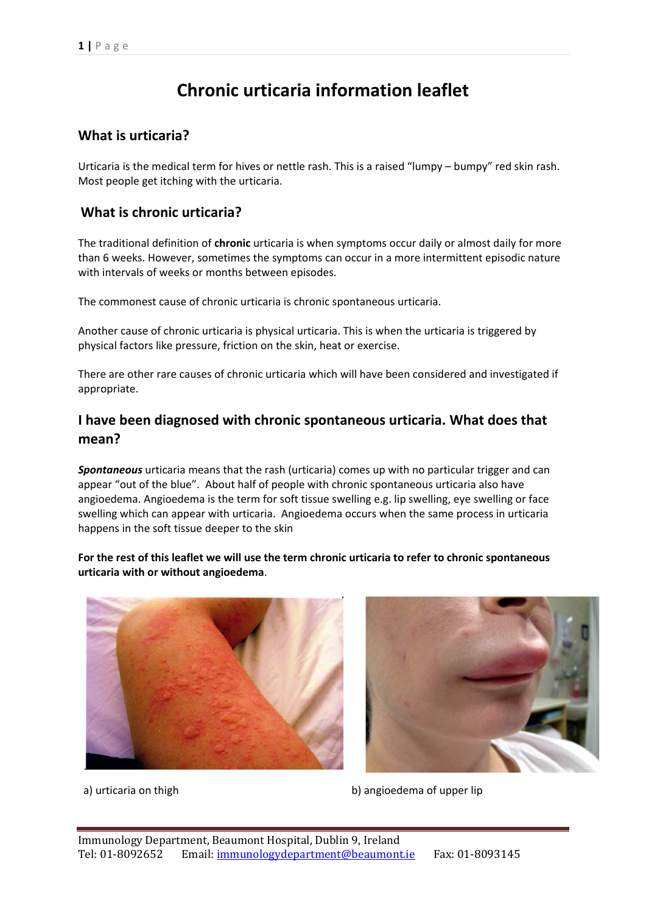# Chronic urticaria information leaflet

## What is urticaria?

Urticaria is the medical term for hives or nettle rash. This is a raised "lumpy – bumpy" red skin rash. Most people get itching with the urticaria.

## What is chronic urticaria?

The traditional definition of **chronic** urticaria is when symptoms occur daily or almost daily for more than 6 weeks. However, sometimes the symptoms can occur in a more intermittent episodic nature with intervals of weeks or months between episodes.

The commonest cause of chronic urticaria is chronic spontaneous urticaria.

Another cause of chronic urticaria is physical urticaria. This is when the urticaria is triggered by physical factors like pressure, friction on the skin, heat or exercise.

There are other rare causes of chronic urticaria which will have been considered and investigated if appropriate.

## I have been diagnosed with chronic spontaneous urticaria. What does that mean?

***Spontaneous*** urticaria means that the rash (urticaria) comes up with no particular trigger and can appear "out of the blue". About half of people with chronic spontaneous urticaria also have angioedema. Angioedema is the term for soft tissue swelling e.g. lip swelling, eye swelling or face swelling which can appear with urticaria. Angioedema occurs when the same process in urticaria happens in the soft tissue deeper to the skin

**For the rest of this leaflet we will use the term chronic urticaria to refer to chronic spontaneous urticaria with or without angioedema**.

a) urticaria on thigh

b) angioedema of upper lip

Immunology Department, Beaumont Hospital, Dublin 9, Ireland
Tel: 01-8092652 Email: immunologydepartment@beaumont.ie Fax: 01-8093145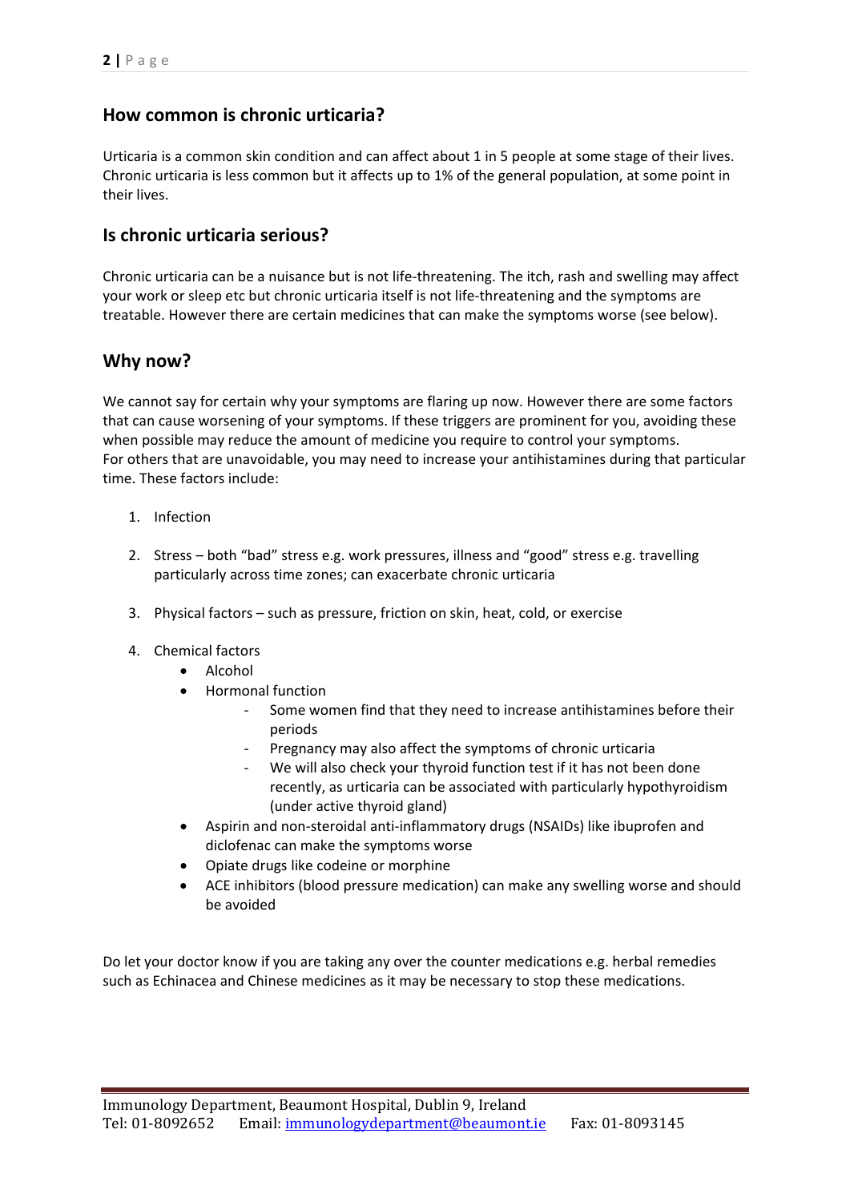## How common is chronic urticaria?

Urticaria is a common skin condition and can affect about 1 in 5 people at some stage of their lives. Chronic urticaria is less common but it affects up to 1% of the general population, at some point in their lives.

## Is chronic urticaria serious?

Chronic urticaria can be a nuisance but is not life-threatening. The itch, rash and swelling may affect your work or sleep etc but chronic urticaria itself is not life-threatening and the symptoms are treatable. However there are certain medicines that can make the symptoms worse (see below).

## Why now?

We cannot say for certain why your symptoms are flaring up now. However there are some factors that can cause worsening of your symptoms. If these triggers are prominent for you, avoiding these when possible may reduce the amount of medicine you require to control your symptoms.
For others that are unavoidable, you may need to increase your antihistamines during that particular time. These factors include:

1. Infection

2. Stress – both "bad" stress e.g. work pressures, illness and "good" stress e.g. travelling particularly across time zones; can exacerbate chronic urticaria

3. Physical factors – such as pressure, friction on skin, heat, cold, or exercise

4. Chemical factors
   - Alcohol
   - Hormonal function
     - Some women find that they need to increase antihistamines before their periods
     - Pregnancy may also affect the symptoms of chronic urticaria
     - We will also check your thyroid function test if it has not been done recently, as urticaria can be associated with particularly hypothyroidism (under active thyroid gland)
   - Aspirin and non-steroidal anti-inflammatory drugs (NSAIDs) like ibuprofen and diclofenac can make the symptoms worse
   - Opiate drugs like codeine or morphine
   - ACE inhibitors (blood pressure medication) can make any swelling worse and should be avoided

Do let your doctor know if you are taking any over the counter medications e.g. herbal remedies such as Echinacea and Chinese medicines as it may be necessary to stop these medications.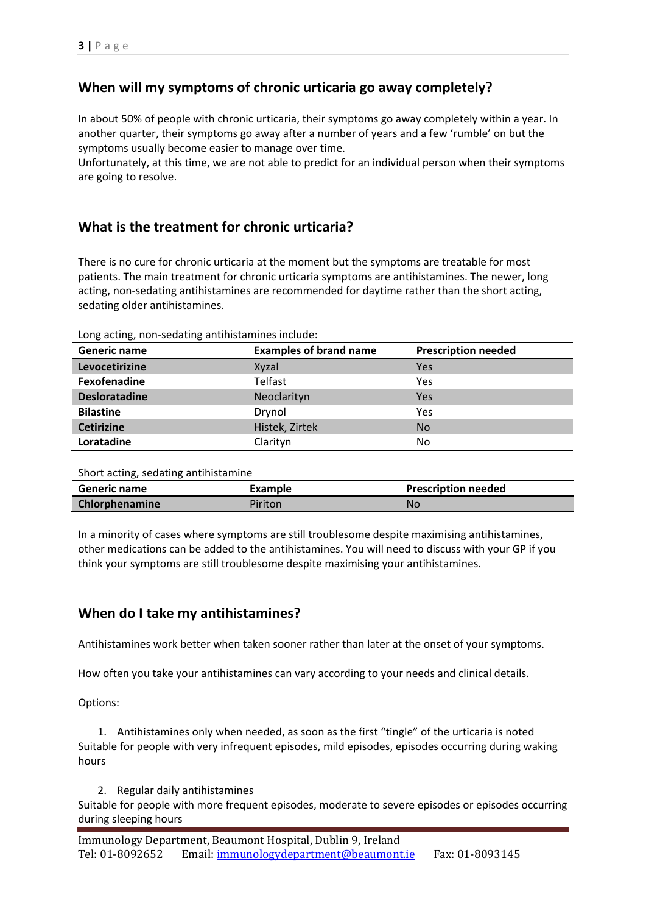## When will my symptoms of chronic urticaria go away completely?

In about 50% of people with chronic urticaria, their symptoms go away completely within a year. In another quarter, their symptoms go away after a number of years and a few 'rumble' on but the symptoms usually become easier to manage over time.
Unfortunately, at this time, we are not able to predict for an individual person when their symptoms are going to resolve.

## What is the treatment for chronic urticaria?

There is no cure for chronic urticaria at the moment but the symptoms are treatable for most patients. The main treatment for chronic urticaria symptoms are antihistamines. The newer, long acting, non-sedating antihistamines are recommended for daytime rather than the short acting, sedating older antihistamines.

Long acting, non-sedating antihistamines include:

| Generic name | Examples of brand name | Prescription needed |
|---|---|---|
| **Levocetirizine** | Xyzal | Yes |
| **Fexofenadine** | Telfast | Yes |
| **Desloratadine** | Neoclarityn | Yes |
| **Bilastine** | Drynol | Yes |
| **Cetirizine** | Histek, Zirtek | No |
| **Loratadine** | Clarityn | No |

Short acting, sedating antihistamine

| Generic name | Example | Prescription needed |
|---|---|---|
| **Chlorphenamine** | Piriton | No |

In a minority of cases where symptoms are still troublesome despite maximising antihistamines, other medications can be added to the antihistamines. You will need to discuss with your GP if you think your symptoms are still troublesome despite maximising your antihistamines.

## When do I take my antihistamines?

Antihistamines work better when taken sooner rather than later at the onset of your symptoms.

How often you take your antihistamines can vary according to your needs and clinical details.

Options:

1. Antihistamines only when needed, as soon as the first "tingle" of the urticaria is noted

Suitable for people with very infrequent episodes, mild episodes, episodes occurring during waking hours

2. Regular daily antihistamines

Suitable for people with more frequent episodes, moderate to severe episodes or episodes occurring during sleeping hours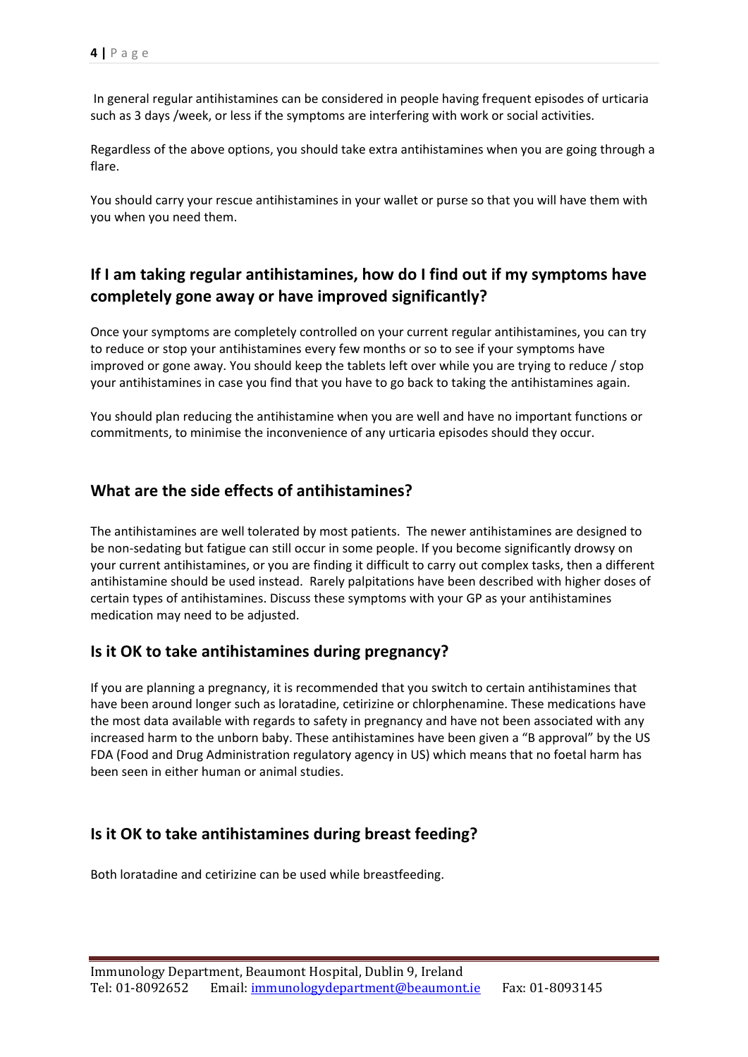In general regular antihistamines can be considered in people having frequent episodes of urticaria such as 3 days /week, or less if the symptoms are interfering with work or social activities.

Regardless of the above options, you should take extra antihistamines when you are going through a flare.

You should carry your rescue antihistamines in your wallet or purse so that you will have them with you when you need them.

## If I am taking regular antihistamines, how do I find out if my symptoms have completely gone away or have improved significantly?

Once your symptoms are completely controlled on your current regular antihistamines, you can try to reduce or stop your antihistamines every few months or so to see if your symptoms have improved or gone away. You should keep the tablets left over while you are trying to reduce / stop your antihistamines in case you find that you have to go back to taking the antihistamines again.

You should plan reducing the antihistamine when you are well and have no important functions or commitments, to minimise the inconvenience of any urticaria episodes should they occur.

## What are the side effects of antihistamines?

The antihistamines are well tolerated by most patients. The newer antihistamines are designed to be non-sedating but fatigue can still occur in some people. If you become significantly drowsy on your current antihistamines, or you are finding it difficult to carry out complex tasks, then a different antihistamine should be used instead. Rarely palpitations have been described with higher doses of certain types of antihistamines. Discuss these symptoms with your GP as your antihistamines medication may need to be adjusted.

## Is it OK to take antihistamines during pregnancy?

If you are planning a pregnancy, it is recommended that you switch to certain antihistamines that have been around longer such as loratadine, cetirizine or chlorphenamine. These medications have the most data available with regards to safety in pregnancy and have not been associated with any increased harm to the unborn baby. These antihistamines have been given a "B approval" by the US FDA (Food and Drug Administration regulatory agency in US) which means that no foetal harm has been seen in either human or animal studies.

## Is it OK to take antihistamines during breast feeding?

Both loratadine and cetirizine can be used while breastfeeding.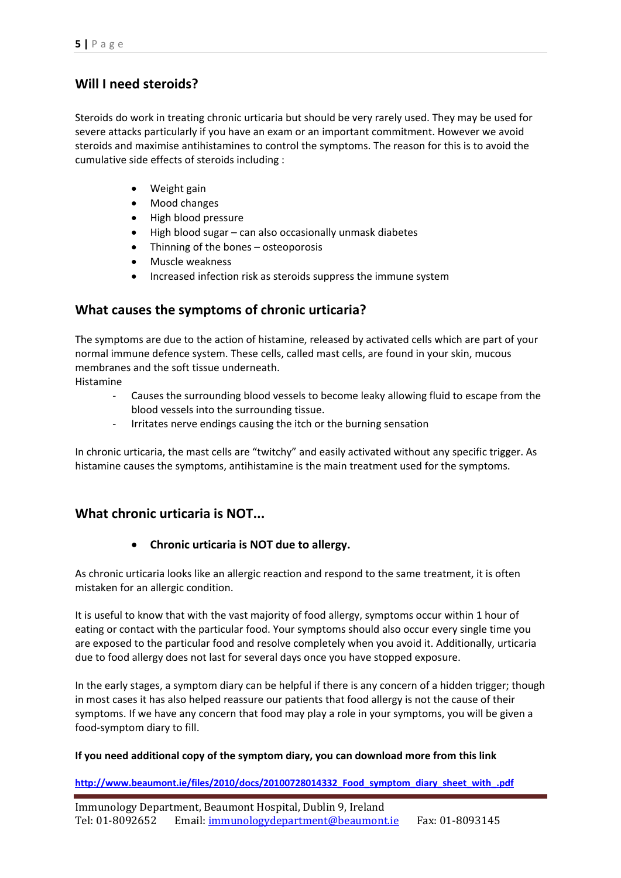## Will I need steroids?

Steroids do work in treating chronic urticaria but should be very rarely used. They may be used for severe attacks particularly if you have an exam or an important commitment. However we avoid steroids and maximise antihistamines to control the symptoms. The reason for this is to avoid the cumulative side effects of steroids including :

- Weight gain
- Mood changes
- High blood pressure
- High blood sugar – can also occasionally unmask diabetes
- Thinning of the bones – osteoporosis
- Muscle weakness
- Increased infection risk as steroids suppress the immune system

## What causes the symptoms of chronic urticaria?

The symptoms are due to the action of histamine, released by activated cells which are part of your normal immune defence system. These cells, called mast cells, are found in your skin, mucous membranes and the soft tissue underneath.

Histamine

- Causes the surrounding blood vessels to become leaky allowing fluid to escape from the blood vessels into the surrounding tissue.
- Irritates nerve endings causing the itch or the burning sensation

In chronic urticaria, the mast cells are "twitchy" and easily activated without any specific trigger. As histamine causes the symptoms, antihistamine is the main treatment used for the symptoms.

## What chronic urticaria is NOT...

- **Chronic urticaria is NOT due to allergy.**

As chronic urticaria looks like an allergic reaction and respond to the same treatment, it is often mistaken for an allergic condition.

It is useful to know that with the vast majority of food allergy, symptoms occur within 1 hour of eating or contact with the particular food. Your symptoms should also occur every single time you are exposed to the particular food and resolve completely when you avoid it. Additionally, urticaria due to food allergy does not last for several days once you have stopped exposure.

In the early stages, a symptom diary can be helpful if there is any concern of a hidden trigger; though in most cases it has also helped reassure our patients that food allergy is not the cause of their symptoms. If we have any concern that food may play a role in your symptoms, you will be given a food-symptom diary to fill.

**If you need additional copy of the symptom diary, you can download more from this link**

**http://www.beaumont.ie/files/2010/docs/20100728014332_Food_symptom_diary_sheet_with_.pdf**

Immunology Department, Beaumont Hospital, Dublin 9, Ireland
Tel: 01-8092652 Email: immunologydepartment@beaumont.ie Fax: 01-8093145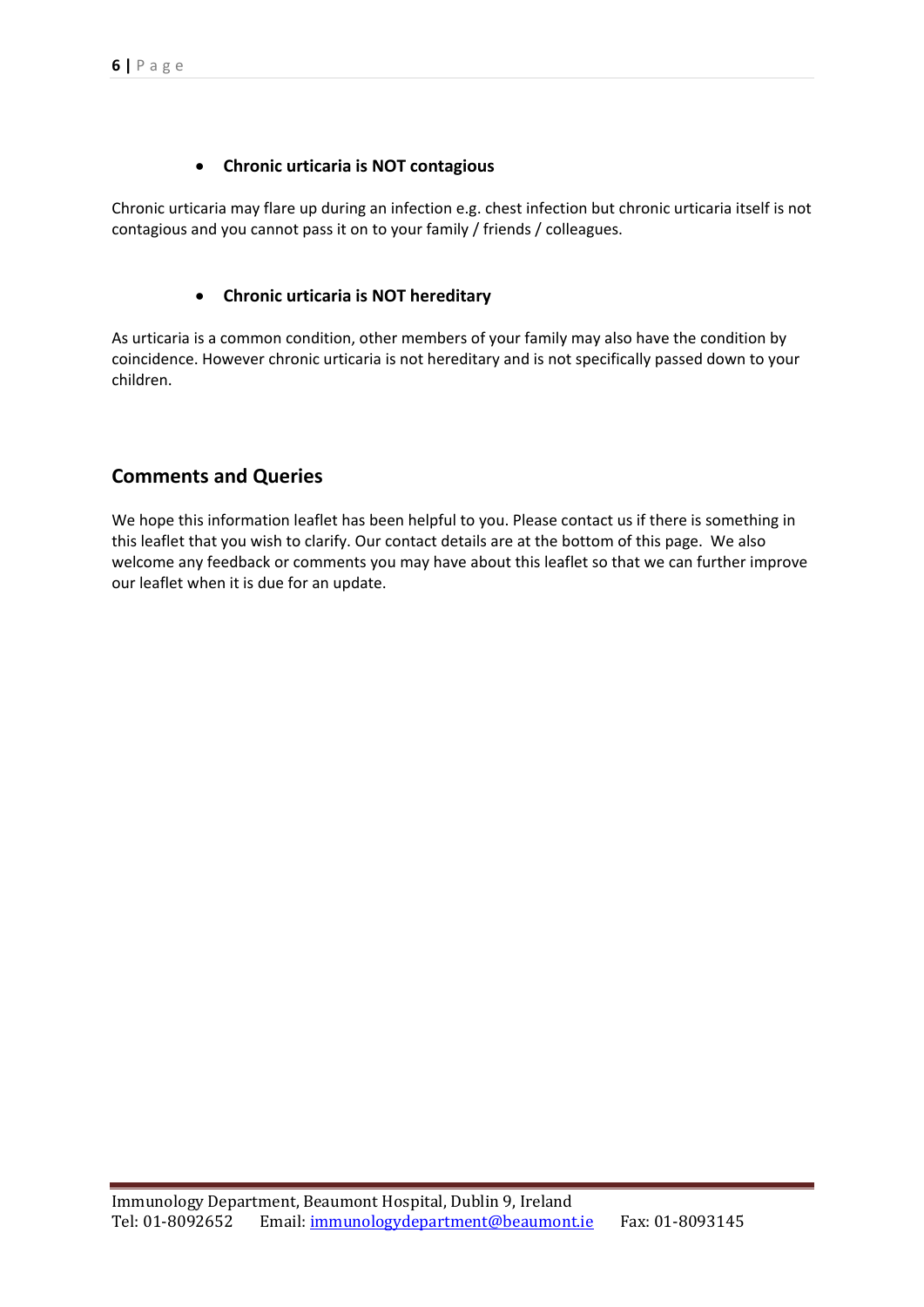- **Chronic urticaria is NOT contagious**

Chronic urticaria may flare up during an infection e.g. chest infection but chronic urticaria itself is not contagious and you cannot pass it on to your family / friends / colleagues.

- **Chronic urticaria is NOT hereditary**

As urticaria is a common condition, other members of your family may also have the condition by coincidence. However chronic urticaria is not hereditary and is not specifically passed down to your children.

## Comments and Queries

We hope this information leaflet has been helpful to you. Please contact us if there is something in this leaflet that you wish to clarify. Our contact details are at the bottom of this page. We also welcome any feedback or comments you may have about this leaflet so that we can further improve our leaflet when it is due for an update.

Immunology Department, Beaumont Hospital, Dublin 9, Ireland
Tel: 01-8092652 Email: immunologydepartment@beaumont.ie Fax: 01-8093145